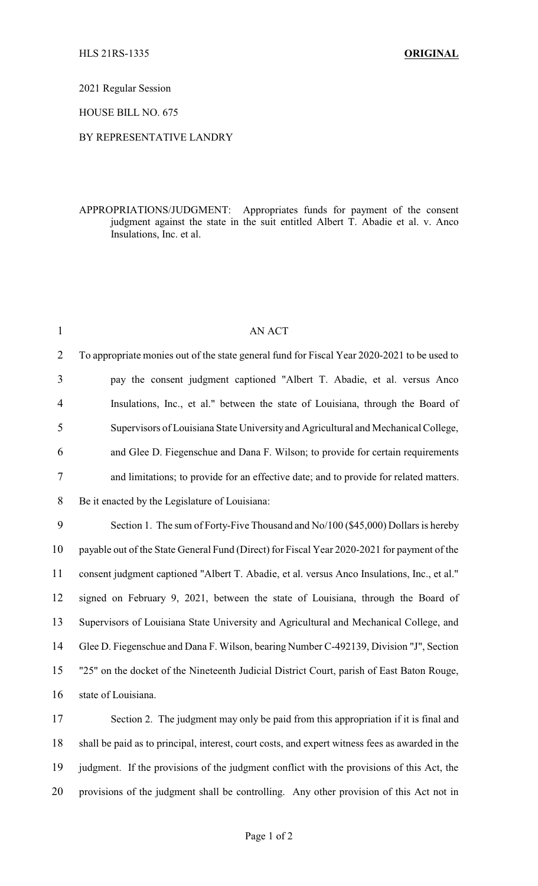HLS 21RS-1335 **ORIGINAL**

2021 Regular Session

HOUSE BILL NO. 675

BY REPRESENTATIVE LANDRY

APPROPRIATIONS/JUDGMENT: Appropriates funds for payment of the consent judgment against the state in the suit entitled Albert T. Abadie et al. v. Anco Insulations, Inc. et al.

AN ACT

To appropriate monies out of the state general fund for Fiscal Year 2020-2021 to be used to pay the consent judgment captioned "Albert T. Abadie, et al. versus Anco Insulations, Inc., et al." between the state of Louisiana, through the Board of Supervisors of Louisiana State University and Agricultural and Mechanical College, and Glee D. Fiegenschue and Dana F. Wilson; to provide for certain requirements and limitations; to provide for an effective date; and to provide for related matters.

Be it enacted by the Legislature of Louisiana:

Section 1. The sum of Forty-Five Thousand and No/100 ($45,000) Dollars is hereby payable out of the State General Fund (Direct) for Fiscal Year 2020-2021 for payment of the consent judgment captioned "Albert T. Abadie, et al. versus Anco Insulations, Inc., et al." signed on February 9, 2021, between the state of Louisiana, through the Board of Supervisors of Louisiana State University and Agricultural and Mechanical College, and Glee D. Fiegenschue and Dana F. Wilson, bearing Number C-492139, Division "J", Section "25" on the docket of the Nineteenth Judicial District Court, parish of East Baton Rouge, state of Louisiana.

Section 2. The judgment may only be paid from this appropriation if it is final and shall be paid as to principal, interest, court costs, and expert witness fees as awarded in the judgment. If the provisions of the judgment conflict with the provisions of this Act, the provisions of the judgment shall be controlling. Any other provision of this Act not in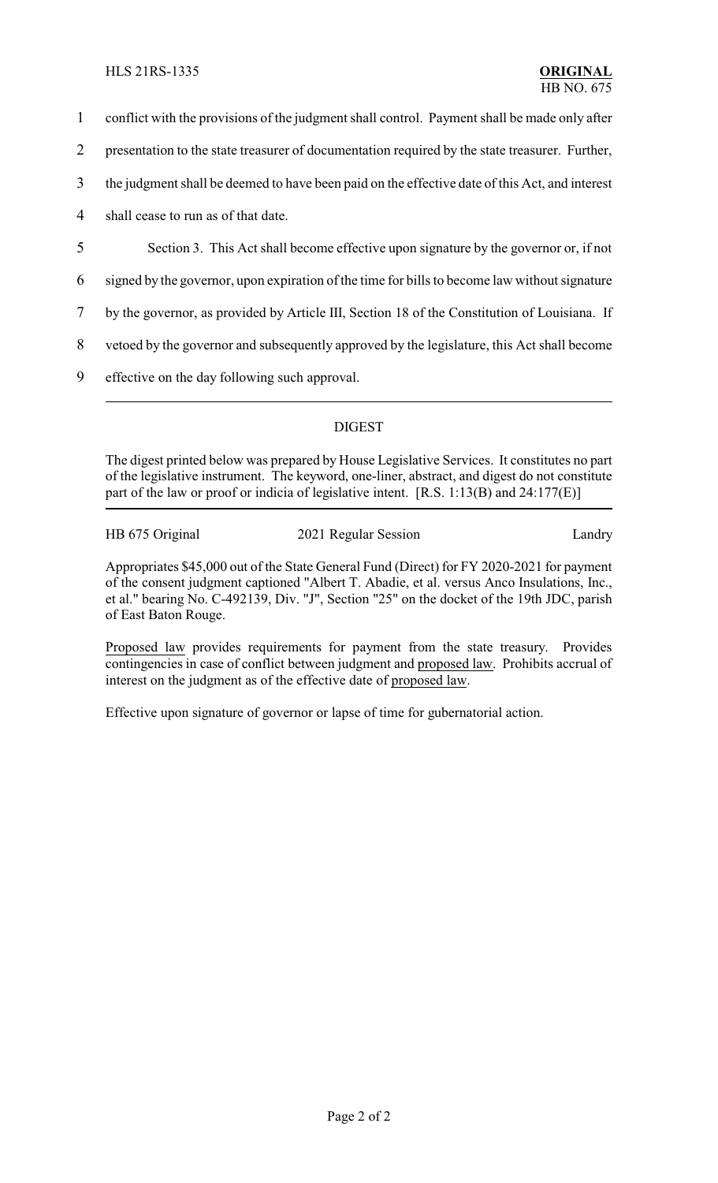conflict with the provisions of the judgment shall control. Payment shall be made only after presentation to the state treasurer of documentation required by the state treasurer. Further, the judgment shall be deemed to have been paid on the effective date of this Act, and interest shall cease to run as of that date.

Section 3. This Act shall become effective upon signature by the governor or, if not signed by the governor, upon expiration of the time for bills to become law without signature by the governor, as provided by Article III, Section 18 of the Constitution of Louisiana. If vetoed by the governor and subsequently approved by the legislature, this Act shall become effective on the day following such approval.

---

## DIGEST

The digest printed below was prepared by House Legislative Services. It constitutes no part of the legislative instrument. The keyword, one-liner, abstract, and digest do not constitute part of the law or proof or indicia of legislative intent. [R.S. 1:13(B) and 24:177(E)]

| HB 675 Original | 2021 Regular Session | Landry |
|---|---|---|

Appropriates $45,000 out of the State General Fund (Direct) for FY 2020-2021 for payment of the consent judgment captioned "Albert T. Abadie, et al. versus Anco Insulations, Inc., et al." bearing No. C-492139, Div. "J", Section "25" on the docket of the 19th JDC, parish of East Baton Rouge.

Proposed law provides requirements for payment from the state treasury. Provides contingencies in case of conflict between judgment and proposed law. Prohibits accrual of interest on the judgment as of the effective date of proposed law.

Effective upon signature of governor or lapse of time for gubernatorial action.